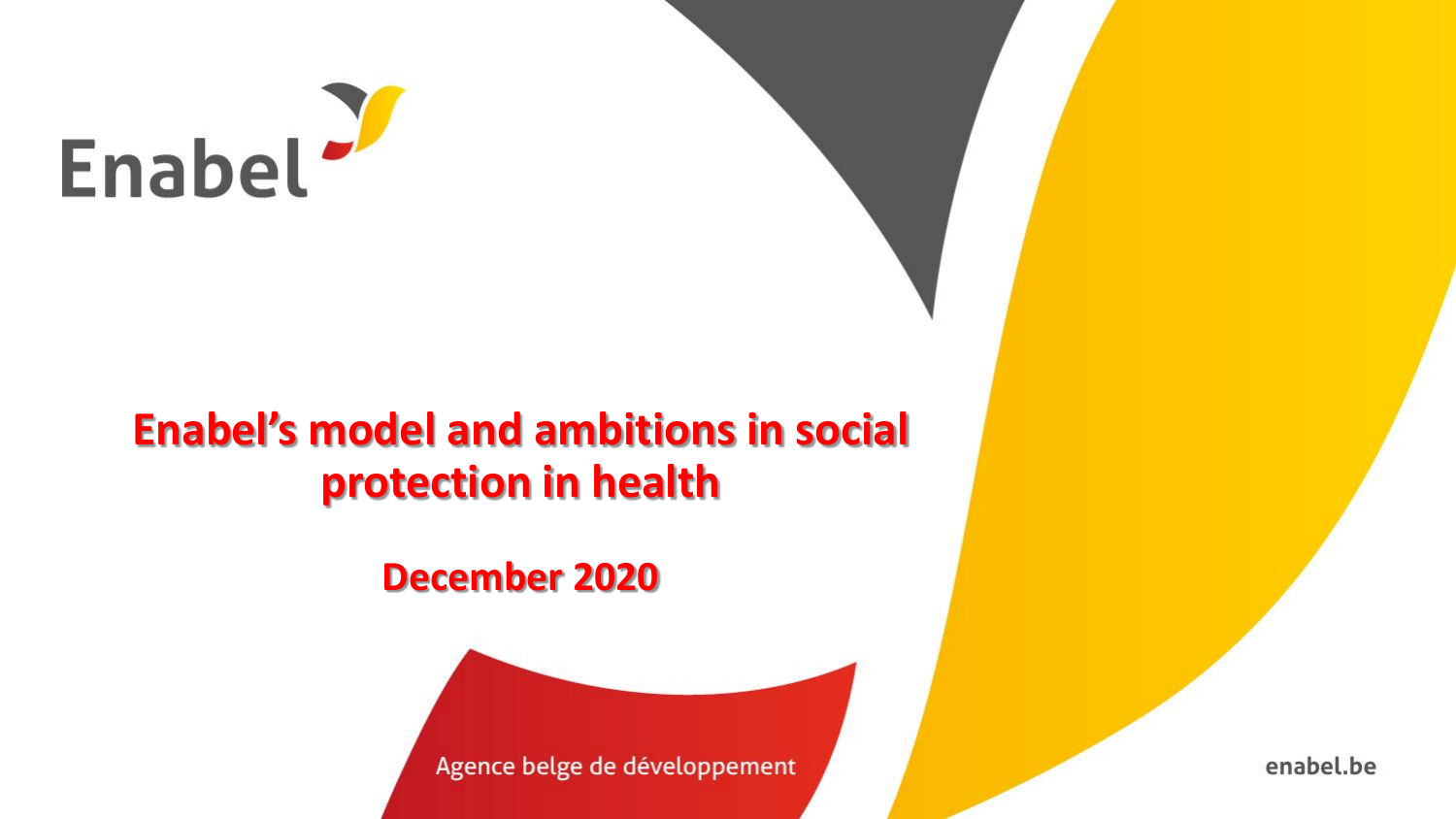Enabel

# Enabel's model and ambitions in social protection in health

## December 2020

Agence belge de développement

enabel.be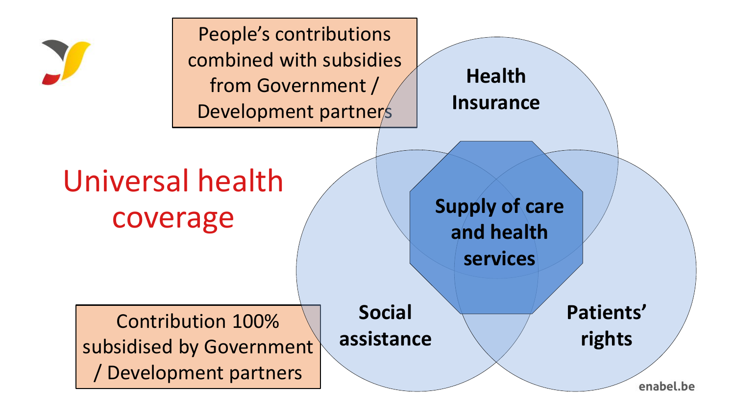# Universal health coverage

People's contributions combined with subsidies from Government / Development partners

Contribution 100% subsidised by Government / Development partners

**Health Insurance**

**Social assistance**

**Patients' rights**

**Supply of care and health services**

enabel.be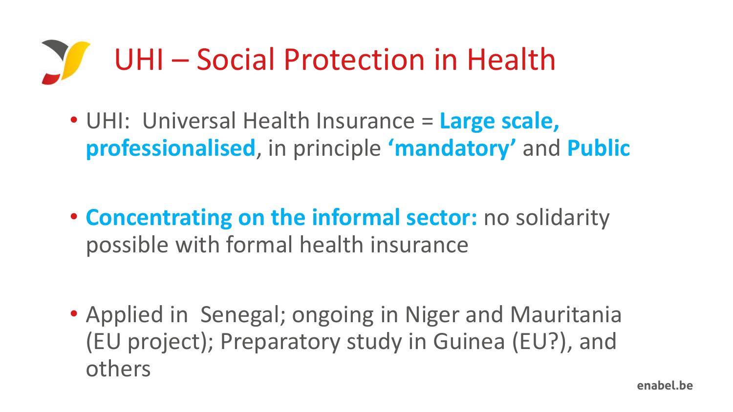# UHI – Social Protection in Health

- UHI: Universal Health Insurance = **Large scale, professionalised**, in principle **'mandatory'** and **Public**

- **Concentrating on the informal sector:** no solidarity possible with formal health insurance

- Applied in Senegal; ongoing in Niger and Mauritania (EU project); Preparatory study in Guinea (EU?), and others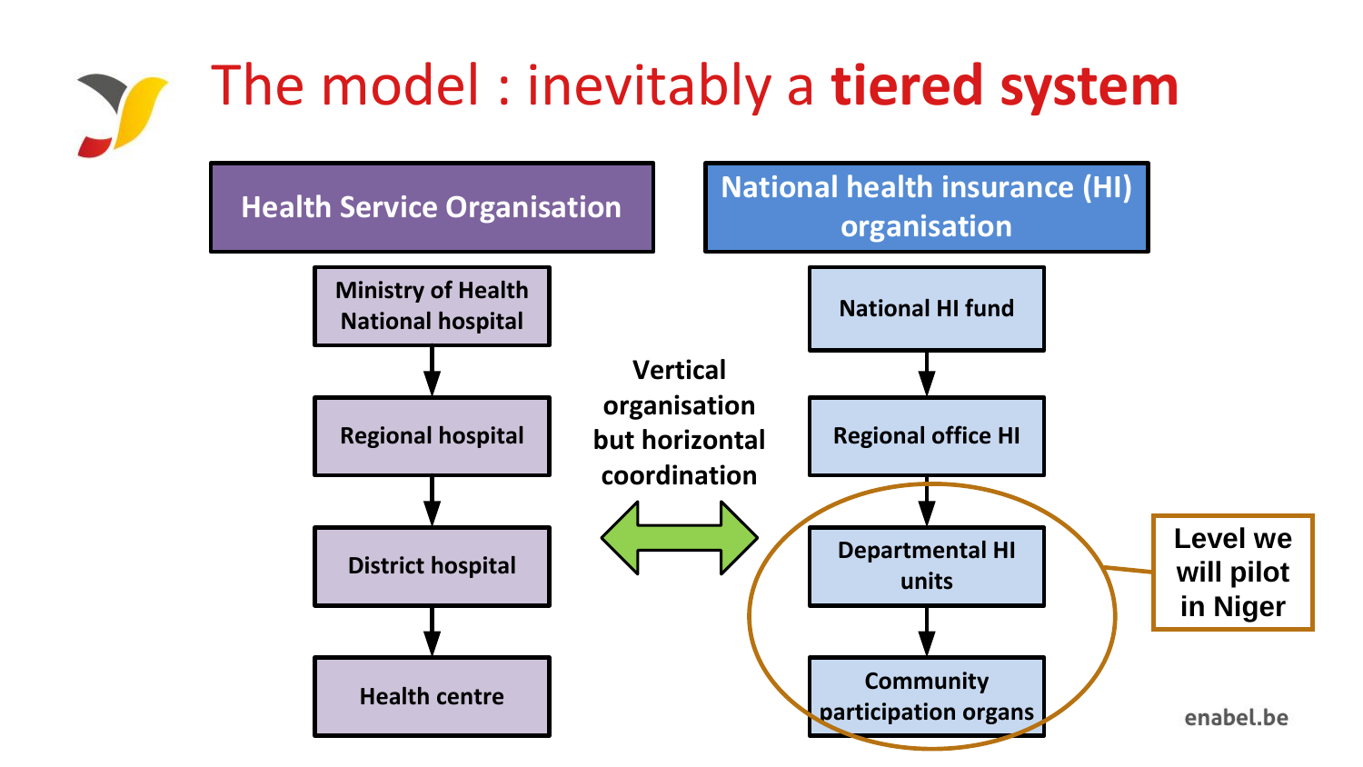# The model : inevitably a **tiered system**

**Health Service Organisation**

- Ministry of Health / National hospital
- Regional hospital
- District hospital
- Health centre

**Vertical organisation but horizontal coordination**

**National health insurance (HI) organisation**

- National HI fund
- Regional office HI
- Departmental HI units
- Community participation organs

**Level we will pilot in Niger**

enabel.be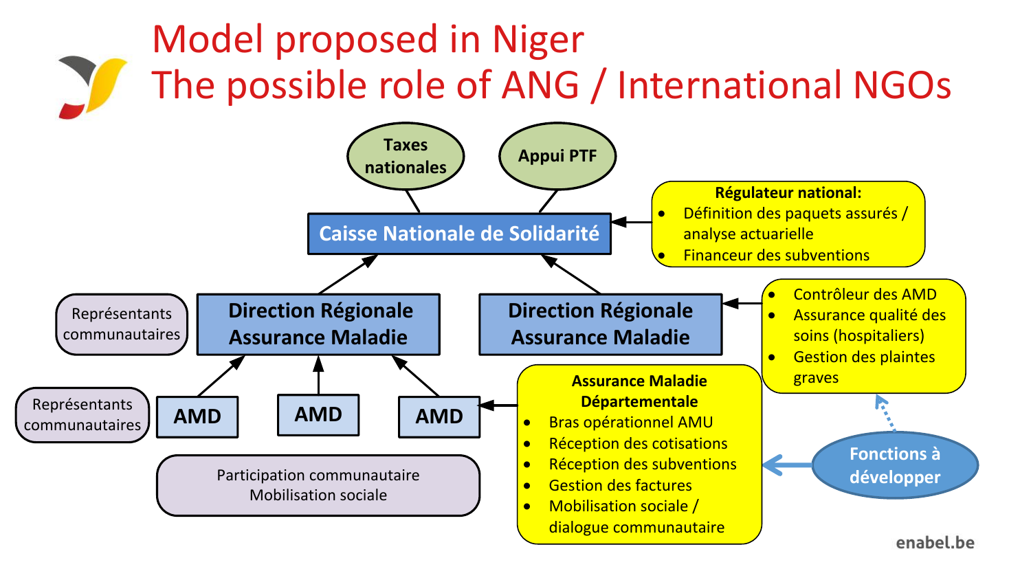# Model proposed in Niger
# The possible role of ANG / International NGOs

Taxes nationales

Appui PTF

**Caisse Nationale de Solidarité**

**Régulateur national:**
- Définition des paquets assurés / analyse actuarielle
- Financeur des subventions

Représentants communautaires

**Direction Régionale Assurance Maladie**

**Direction Régionale Assurance Maladie**

- Contrôleur des AMD
- Assurance qualité des soins (hospitaliers)
- Gestion des plaintes graves

Représentants communautaires

**AMD** | **AMD** | **AMD**

**Assurance Maladie Départementale**
- Bras opérationnel AMU
- Réception des cotisations
- Réception des subventions
- Gestion des factures
- Mobilisation sociale / dialogue communautaire

Participation communautaire
Mobilisation sociale

Fonctions à développer

enabel.be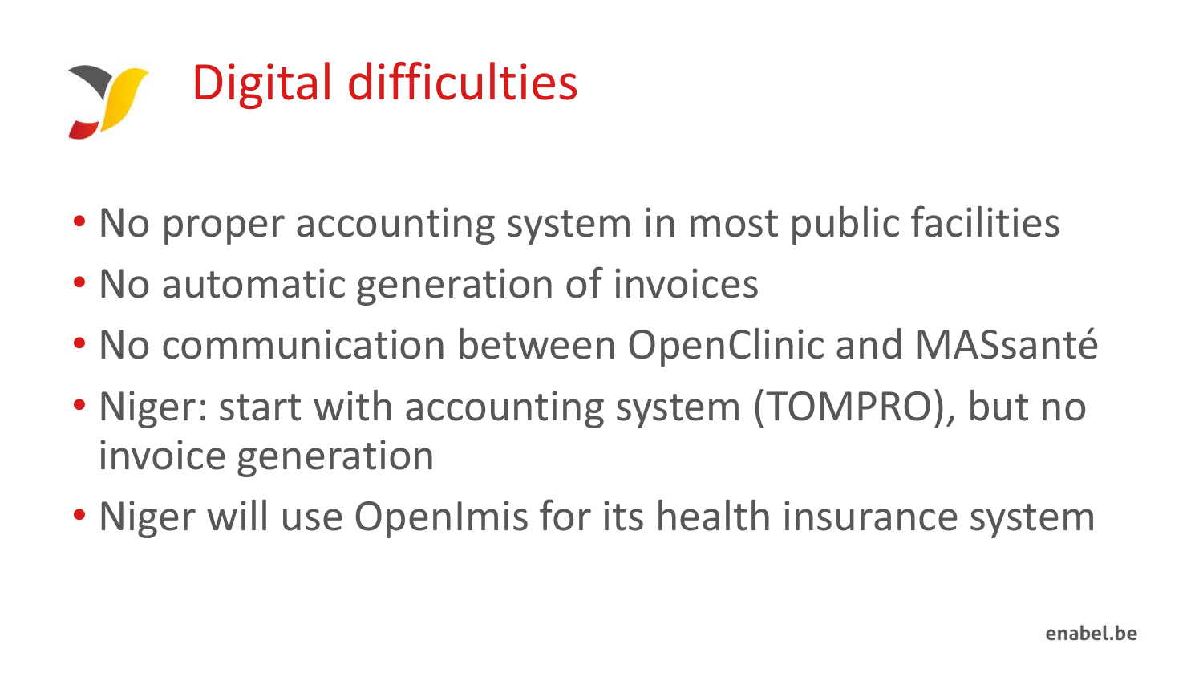# Digital difficulties

- No proper accounting system in most public facilities
- No automatic generation of invoices
- No communication between OpenClinic and MASsanté
- Niger: start with accounting system (TOMPRO), but no invoice generation
- Niger will use OpenImis for its health insurance system